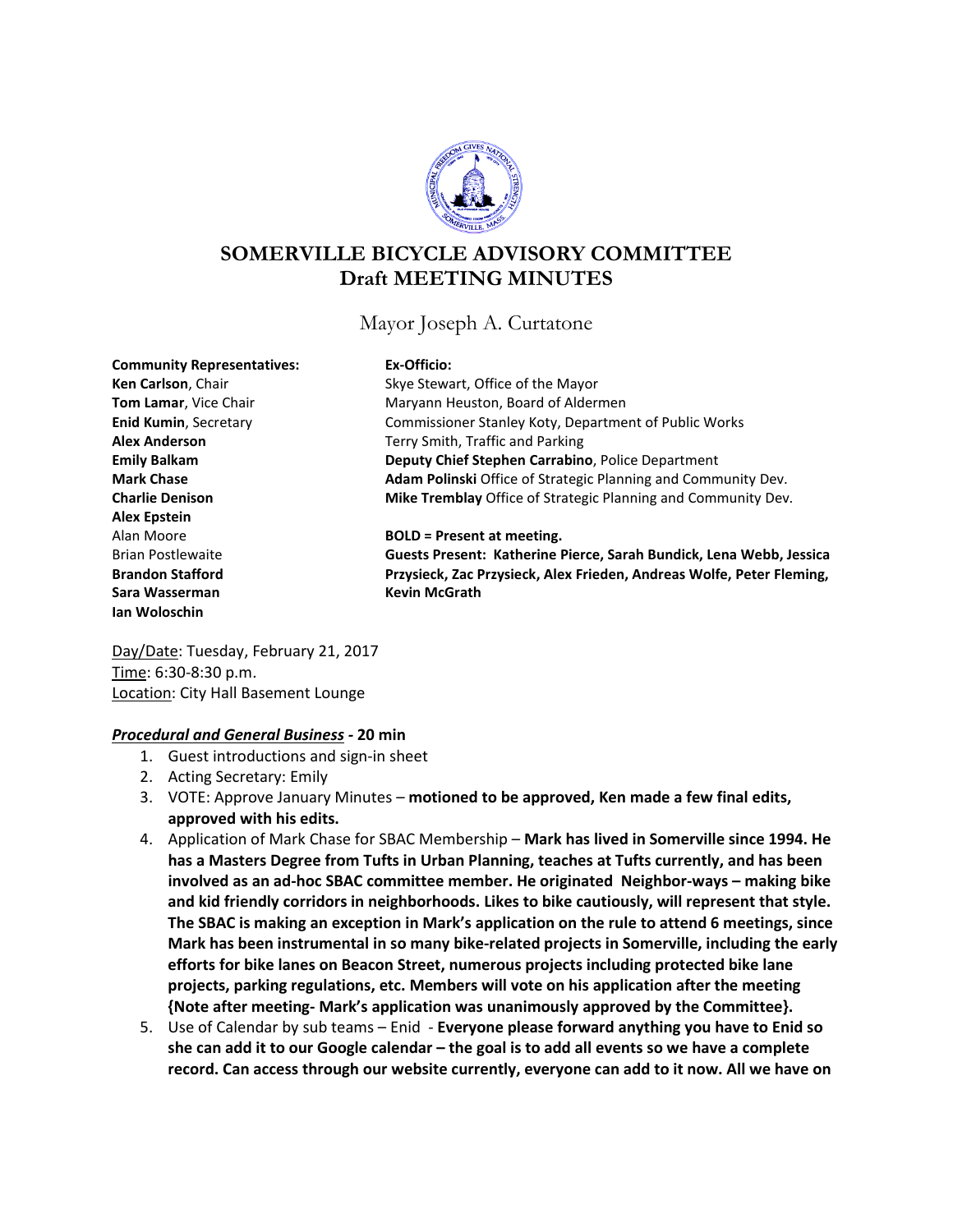# SOMERVILLE BICYCLE ADVISORY COMMITTEE
## Draft MEETING MINUTES

Mayor Joseph A. Curtatone

**Community Representatives:**
**Ken Carlson**, Chair
**Tom Lamar**, Vice Chair
**Enid Kumin**, Secretary
**Alex Anderson**
**Emily Balkam**
**Mark Chase**
**Charlie Denison**
**Alex Epstein**
Alan Moore
Brian Postlewaite
**Brandon Stafford**
**Sara Wasserman**
**Ian Woloschin**

**Ex-Officio:**
Skye Stewart, Office of the Mayor
Maryann Heuston, Board of Aldermen
Commissioner Stanley Koty, Department of Public Works
Terry Smith, Traffic and Parking
**Deputy Chief Stephen Carrabino**, Police Department
**Adam Polinski** Office of Strategic Planning and Community Dev.
**Mike Tremblay** Office of Strategic Planning and Community Dev.

**BOLD = Present at meeting.**
**Guests Present: Katherine Pierce, Sarah Bundick, Lena Webb, Jessica Przysieck, Zac Przysieck, Alex Frieden, Andreas Wolfe, Peter Fleming, Kevin McGrath**

Day/Date: Tuesday, February 21, 2017
Time: 6:30-8:30 p.m.
Location: City Hall Basement Lounge

***Procedural and General Business*** **- 20 min**

1. Guest introductions and sign-in sheet
2. Acting Secretary: Emily
3. VOTE: Approve January Minutes – **motioned to be approved, Ken made a few final edits, approved with his edits.**
4. Application of Mark Chase for SBAC Membership – **Mark has lived in Somerville since 1994. He has a Masters Degree from Tufts in Urban Planning, teaches at Tufts currently, and has been involved as an ad-hoc SBAC committee member. He originated Neighbor-ways – making bike and kid friendly corridors in neighborhoods. Likes to bike cautiously, will represent that style. The SBAC is making an exception in Mark's application on the rule to attend 6 meetings, since Mark has been instrumental in so many bike-related projects in Somerville, including the early efforts for bike lanes on Beacon Street, numerous projects including protected bike lane projects, parking regulations, etc. Members will vote on his application after the meeting {Note after meeting- Mark's application was unanimously approved by the Committee}.**
5. Use of Calendar by sub teams – Enid - **Everyone please forward anything you have to Enid so she can add it to our Google calendar – the goal is to add all events so we have a complete record. Can access through our website currently, everyone can add to it now. All we have on**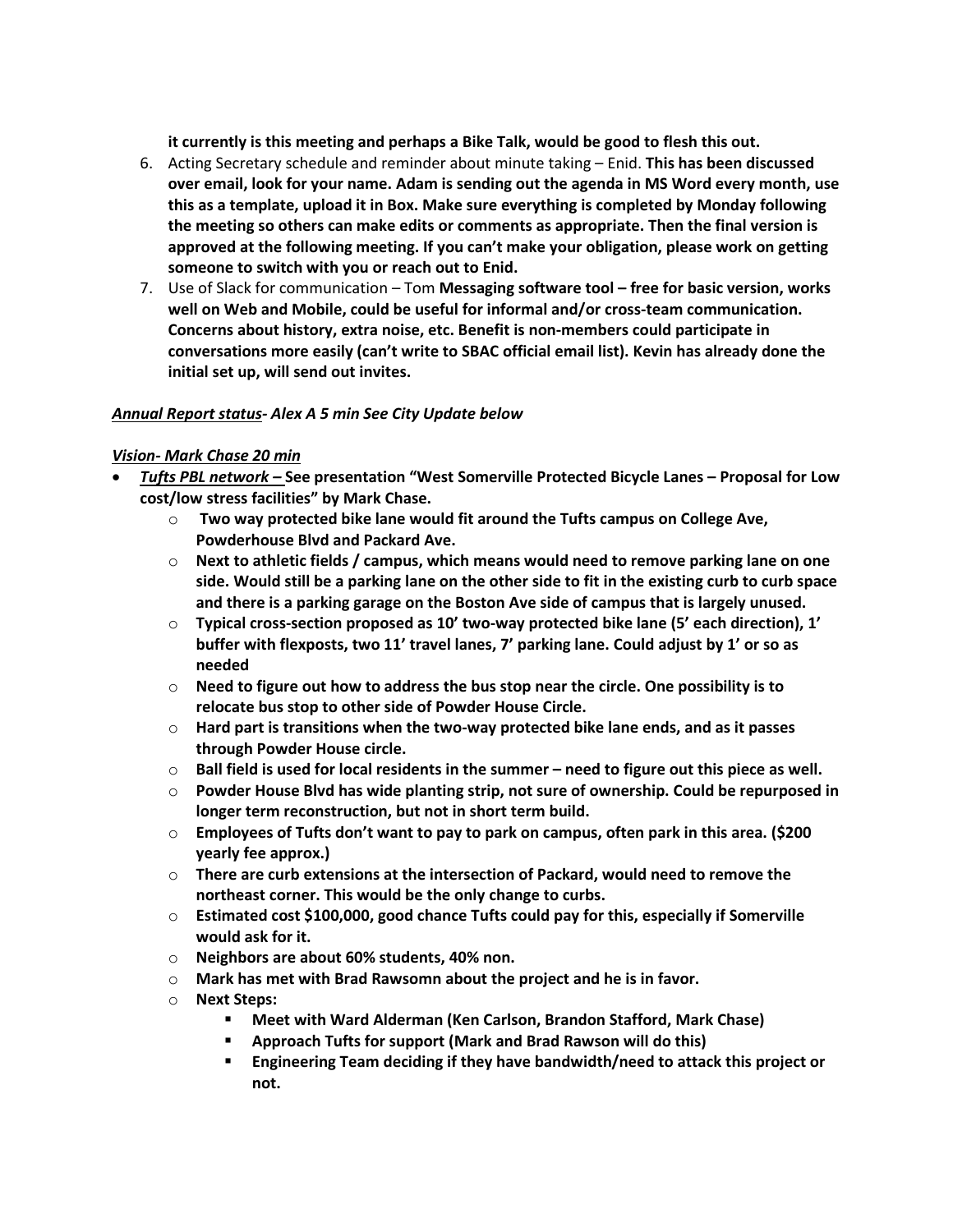**it currently is this meeting and perhaps a Bike Talk, would be good to flesh this out.**

6. Acting Secretary schedule and reminder about minute taking – Enid. **This has been discussed over email, look for your name. Adam is sending out the agenda in MS Word every month, use this as a template, upload it in Box. Make sure everything is completed by Monday following the meeting so others can make edits or comments as appropriate. Then the final version is approved at the following meeting. If you can't make your obligation, please work on getting someone to switch with you or reach out to Enid.**
7. Use of Slack for communication – Tom **Messaging software tool – free for basic version, works well on Web and Mobile, could be useful for informal and/or cross-team communication. Concerns about history, extra noise, etc. Benefit is non-members could participate in conversations more easily (can't write to SBAC official email list). Kevin has already done the initial set up, will send out invites.**

***Annual Report status**- Alex A 5 min See City Update below*

***Vision**- Mark Chase 20 min*

- ***Tufts PBL network –*** **See presentation "West Somerville Protected Bicycle Lanes – Proposal for Low cost/low stress facilities" by Mark Chase.**
    - **Two way protected bike lane would fit around the Tufts campus on College Ave, Powderhouse Blvd and Packard Ave.**
    - **Next to athletic fields / campus, which means would need to remove parking lane on one side. Would still be a parking lane on the other side to fit in the existing curb to curb space and there is a parking garage on the Boston Ave side of campus that is largely unused.**
    - **Typical cross-section proposed as 10' two-way protected bike lane (5' each direction), 1' buffer with flexposts, two 11' travel lanes, 7' parking lane. Could adjust by 1' or so as needed**
    - **Need to figure out how to address the bus stop near the circle. One possibility is to relocate bus stop to other side of Powder House Circle.**
    - **Hard part is transitions when the two-way protected bike lane ends, and as it passes through Powder House circle.**
    - **Ball field is used for local residents in the summer – need to figure out this piece as well.**
    - **Powder House Blvd has wide planting strip, not sure of ownership. Could be repurposed in longer term reconstruction, but not in short term build.**
    - **Employees of Tufts don't want to pay to park on campus, often park in this area. ($200 yearly fee approx.)**
    - **There are curb extensions at the intersection of Packard, would need to remove the northeast corner. This would be the only change to curbs.**
    - **Estimated cost $100,000, good chance Tufts could pay for this, especially if Somerville would ask for it.**
    - **Neighbors are about 60% students, 40% non.**
    - **Mark has met with Brad Rawsomn about the project and he is in favor.**
    - **Next Steps:**
        - **Meet with Ward Alderman (Ken Carlson, Brandon Stafford, Mark Chase)**
        - **Approach Tufts for support (Mark and Brad Rawson will do this)**
        - **Engineering Team deciding if they have bandwidth/need to attack this project or not.**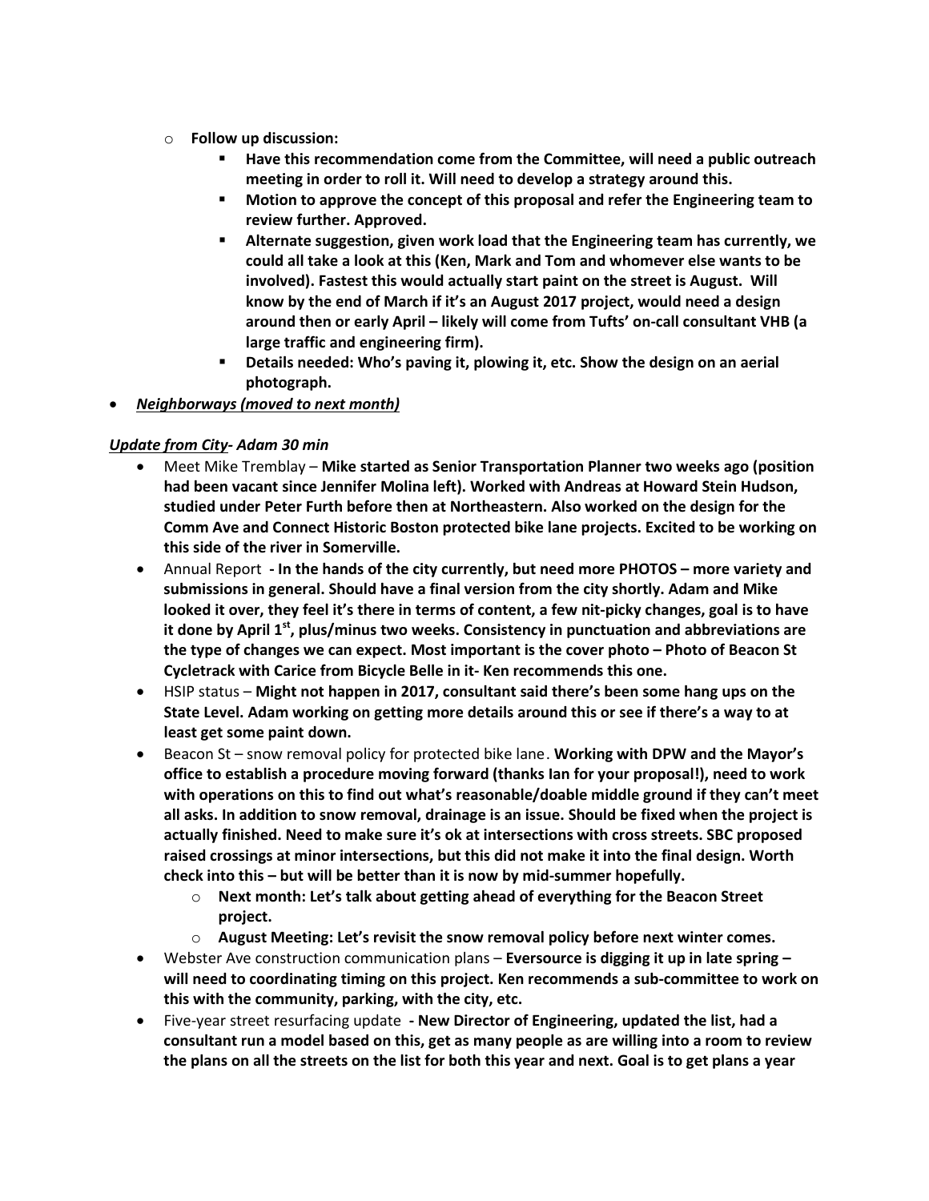- **Follow up discussion:**
  - **Have this recommendation come from the Committee, will need a public outreach meeting in order to roll it. Will need to develop a strategy around this.**
  - **Motion to approve the concept of this proposal and refer the Engineering team to review further. Approved.**
  - **Alternate suggestion, given work load that the Engineering team has currently, we could all take a look at this (Ken, Mark and Tom and whomever else wants to be involved). Fastest this would actually start paint on the street is August. Will know by the end of March if it's an August 2017 project, would need a design around then or early April – likely will come from Tufts' on-call consultant VHB (a large traffic and engineering firm).**
  - **Details needed: Who's paving it, plowing it, etc. Show the design on an aerial photograph.**

- ***Neighborways (moved to next month)***

***Update from City- Adam 30 min***

- Meet Mike Tremblay – **Mike started as Senior Transportation Planner two weeks ago (position had been vacant since Jennifer Molina left). Worked with Andreas at Howard Stein Hudson, studied under Peter Furth before then at Northeastern. Also worked on the design for the Comm Ave and Connect Historic Boston protected bike lane projects. Excited to be working on this side of the river in Somerville.**
- Annual Report **- In the hands of the city currently, but need more PHOTOS – more variety and submissions in general. Should have a final version from the city shortly. Adam and Mike looked it over, they feel it's there in terms of content, a few nit-picky changes, goal is to have it done by April 1st, plus/minus two weeks. Consistency in punctuation and abbreviations are the type of changes we can expect. Most important is the cover photo – Photo of Beacon St Cycletrack with Carice from Bicycle Belle in it- Ken recommends this one.**
- HSIP status – **Might not happen in 2017, consultant said there's been some hang ups on the State Level. Adam working on getting more details around this or see if there's a way to at least get some paint down.**
- Beacon St – snow removal policy for protected bike lane. **Working with DPW and the Mayor's office to establish a procedure moving forward (thanks Ian for your proposal!), need to work with operations on this to find out what's reasonable/doable middle ground if they can't meet all asks. In addition to snow removal, drainage is an issue. Should be fixed when the project is actually finished. Need to make sure it's ok at intersections with cross streets. SBC proposed raised crossings at minor intersections, but this did not make it into the final design. Worth check into this – but will be better than it is now by mid-summer hopefully.**
  - **Next month: Let's talk about getting ahead of everything for the Beacon Street project.**
  - **August Meeting: Let's revisit the snow removal policy before next winter comes.**
- Webster Ave construction communication plans – **Eversource is digging it up in late spring – will need to coordinating timing on this project. Ken recommends a sub-committee to work on this with the community, parking, with the city, etc.**
- Five-year street resurfacing update **- New Director of Engineering, updated the list, had a consultant run a model based on this, get as many people as are willing into a room to review the plans on all the streets on the list for both this year and next. Goal is to get plans a year**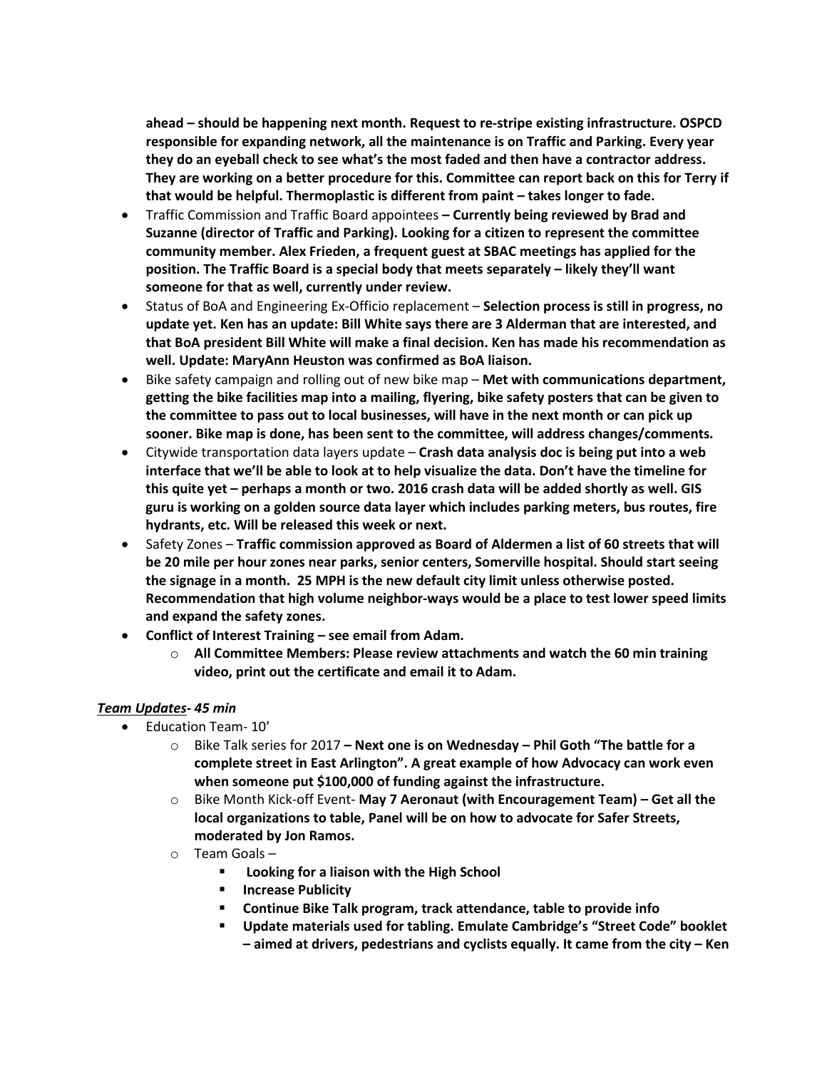**ahead – should be happening next month. Request to re-stripe existing infrastructure. OSPCD responsible for expanding network, all the maintenance is on Traffic and Parking. Every year they do an eyeball check to see what's the most faded and then have a contractor address. They are working on a better procedure for this. Committee can report back on this for Terry if that would be helpful. Thermoplastic is different from paint – takes longer to fade.**

- Traffic Commission and Traffic Board appointees **– Currently being reviewed by Brad and Suzanne (director of Traffic and Parking). Looking for a citizen to represent the committee community member. Alex Frieden, a frequent guest at SBAC meetings has applied for the position. The Traffic Board is a special body that meets separately – likely they'll want someone for that as well, currently under review.**
- Status of BoA and Engineering Ex-Officio replacement – **Selection process is still in progress, no update yet. Ken has an update: Bill White says there are 3 Alderman that are interested, and that BoA president Bill White will make a final decision. Ken has made his recommendation as well. Update: MaryAnn Heuston was confirmed as BoA liaison.**
- Bike safety campaign and rolling out of new bike map – **Met with communications department, getting the bike facilities map into a mailing, flyering, bike safety posters that can be given to the committee to pass out to local businesses, will have in the next month or can pick up sooner. Bike map is done, has been sent to the committee, will address changes/comments.**
- Citywide transportation data layers update – **Crash data analysis doc is being put into a web interface that we'll be able to look at to help visualize the data. Don't have the timeline for this quite yet – perhaps a month or two. 2016 crash data will be added shortly as well. GIS guru is working on a golden source data layer which includes parking meters, bus routes, fire hydrants, etc. Will be released this week or next.**
- Safety Zones – **Traffic commission approved as Board of Aldermen a list of 60 streets that will be 20 mile per hour zones near parks, senior centers, Somerville hospital. Should start seeing the signage in a month. 25 MPH is the new default city limit unless otherwise posted. Recommendation that high volume neighbor-ways would be a place to test lower speed limits and expand the safety zones.**
- **Conflict of Interest Training – see email from Adam.**
  - **All Committee Members: Please review attachments and watch the 60 min training video, print out the certificate and email it to Adam.**

***<u>Team Updates</u>- 45 min***

- Education Team- 10'
  - Bike Talk series for 2017 **– Next one is on Wednesday – Phil Goth "The battle for a complete street in East Arlington". A great example of how Advocacy can work even when someone put $100,000 of funding against the infrastructure.**
  - Bike Month Kick-off Event- **May 7 Aeronaut (with Encouragement Team) – Get all the local organizations to table, Panel will be on how to advocate for Safer Streets, moderated by Jon Ramos.**
  - Team Goals –
    - **Looking for a liaison with the High School**
    - **Increase Publicity**
    - **Continue Bike Talk program, track attendance, table to provide info**
    - **Update materials used for tabling. Emulate Cambridge's "Street Code" booklet – aimed at drivers, pedestrians and cyclists equally. It came from the city – Ken**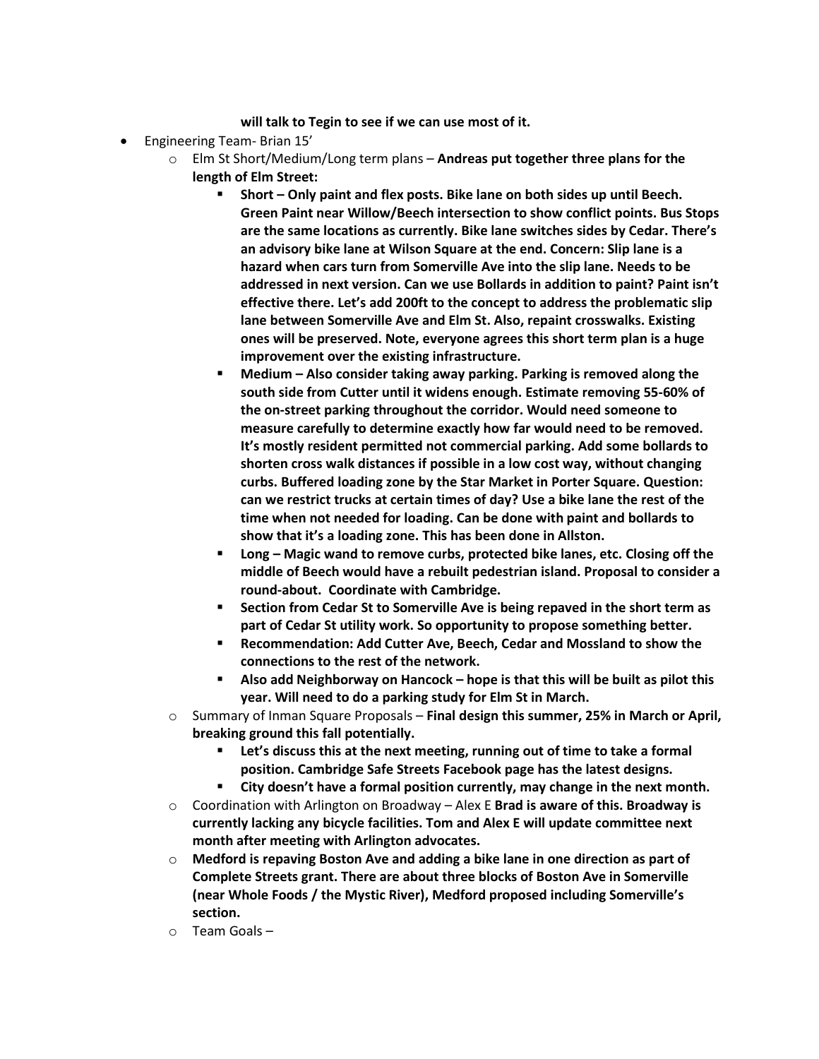**will talk to Tegin to see if we can use most of it.**

- Engineering Team- Brian 15'
    - Elm St Short/Medium/Long term plans – **Andreas put together three plans for the length of Elm Street:**
        - **Short – Only paint and flex posts. Bike lane on both sides up until Beech. Green Paint near Willow/Beech intersection to show conflict points. Bus Stops are the same locations as currently. Bike lane switches sides by Cedar. There's an advisory bike lane at Wilson Square at the end. Concern: Slip lane is a hazard when cars turn from Somerville Ave into the slip lane. Needs to be addressed in next version. Can we use Bollards in addition to paint? Paint isn't effective there. Let's add 200ft to the concept to address the problematic slip lane between Somerville Ave and Elm St. Also, repaint crosswalks. Existing ones will be preserved. Note, everyone agrees this short term plan is a huge improvement over the existing infrastructure.**
        - **Medium – Also consider taking away parking. Parking is removed along the south side from Cutter until it widens enough. Estimate removing 55-60% of the on-street parking throughout the corridor. Would need someone to measure carefully to determine exactly how far would need to be removed. It's mostly resident permitted not commercial parking. Add some bollards to shorten cross walk distances if possible in a low cost way, without changing curbs. Buffered loading zone by the Star Market in Porter Square. Question: can we restrict trucks at certain times of day? Use a bike lane the rest of the time when not needed for loading. Can be done with paint and bollards to show that it's a loading zone. This has been done in Allston.**
        - **Long – Magic wand to remove curbs, protected bike lanes, etc. Closing off the middle of Beech would have a rebuilt pedestrian island. Proposal to consider a round-about. Coordinate with Cambridge.**
        - **Section from Cedar St to Somerville Ave is being repaved in the short term as part of Cedar St utility work. So opportunity to propose something better.**
        - **Recommendation: Add Cutter Ave, Beech, Cedar and Mossland to show the connections to the rest of the network.**
        - **Also add Neighborway on Hancock – hope is that this will be built as pilot this year. Will need to do a parking study for Elm St in March.**
    - Summary of Inman Square Proposals – **Final design this summer, 25% in March or April, breaking ground this fall potentially.**
        - **Let's discuss this at the next meeting, running out of time to take a formal position. Cambridge Safe Streets Facebook page has the latest designs.**
        - **City doesn't have a formal position currently, may change in the next month.**
    - Coordination with Arlington on Broadway – Alex E **Brad is aware of this. Broadway is currently lacking any bicycle facilities. Tom and Alex E will update committee next month after meeting with Arlington advocates.**
    - **Medford is repaving Boston Ave and adding a bike lane in one direction as part of Complete Streets grant. There are about three blocks of Boston Ave in Somerville (near Whole Foods / the Mystic River), Medford proposed including Somerville's section.**
    - Team Goals –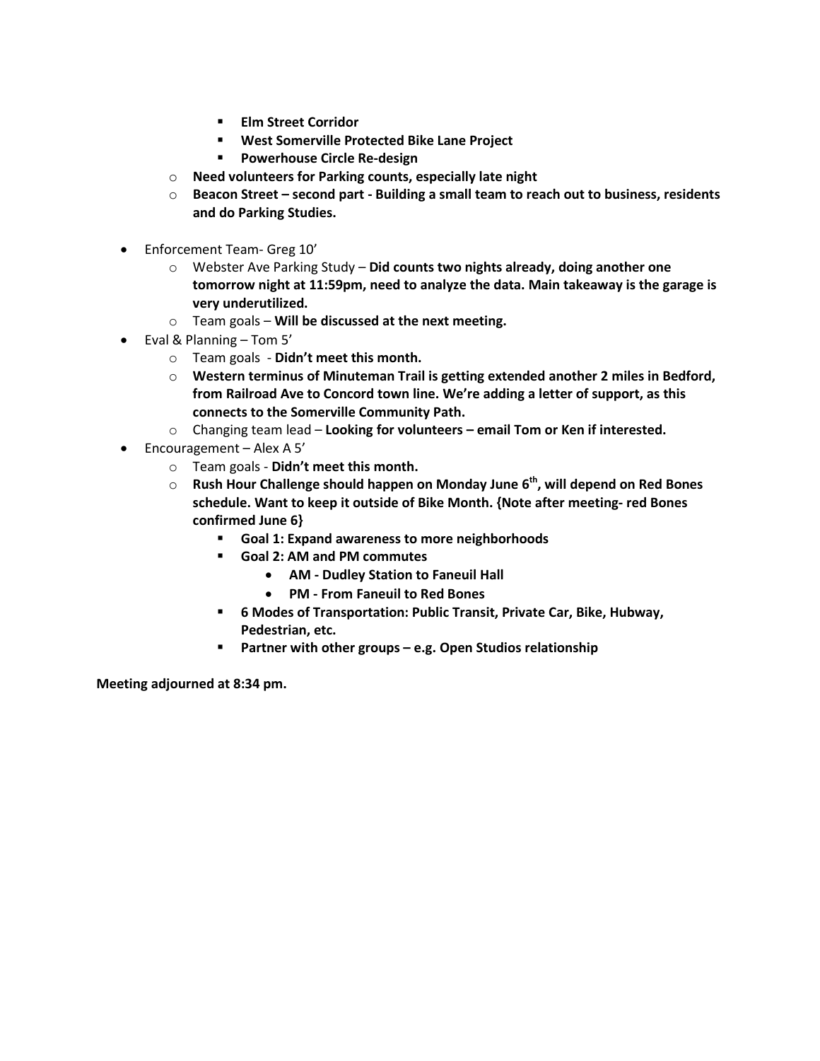- **Elm Street Corridor**
        - **West Somerville Protected Bike Lane Project**
        - **Powerhouse Circle Re-design**
    - **Need volunteers for Parking counts, especially late night**
    - **Beacon Street – second part - Building a small team to reach out to business, residents and do Parking Studies.**

- Enforcement Team- Greg 10'
    - Webster Ave Parking Study – **Did counts two nights already, doing another one tomorrow night at 11:59pm, need to analyze the data. Main takeaway is the garage is very underutilized.**
    - Team goals – **Will be discussed at the next meeting.**
- Eval & Planning – Tom 5'
    - Team goals - **Didn't meet this month.**
    - **Western terminus of Minuteman Trail is getting extended another 2 miles in Bedford, from Railroad Ave to Concord town line. We're adding a letter of support, as this connects to the Somerville Community Path.**
    - Changing team lead – **Looking for volunteers – email Tom or Ken if interested.**
- Encouragement – Alex A 5'
    - Team goals - **Didn't meet this month.**
    - **Rush Hour Challenge should happen on Monday June 6th, will depend on Red Bones schedule. Want to keep it outside of Bike Month. {Note after meeting- red Bones confirmed June 6}**
        - **Goal 1: Expand awareness to more neighborhoods**
        - **Goal 2: AM and PM commutes**
            - **AM - Dudley Station to Faneuil Hall**
            - **PM - From Faneuil to Red Bones**
        - **6 Modes of Transportation: Public Transit, Private Car, Bike, Hubway, Pedestrian, etc.**
        - **Partner with other groups – e.g. Open Studios relationship**

**Meeting adjourned at 8:34 pm.**